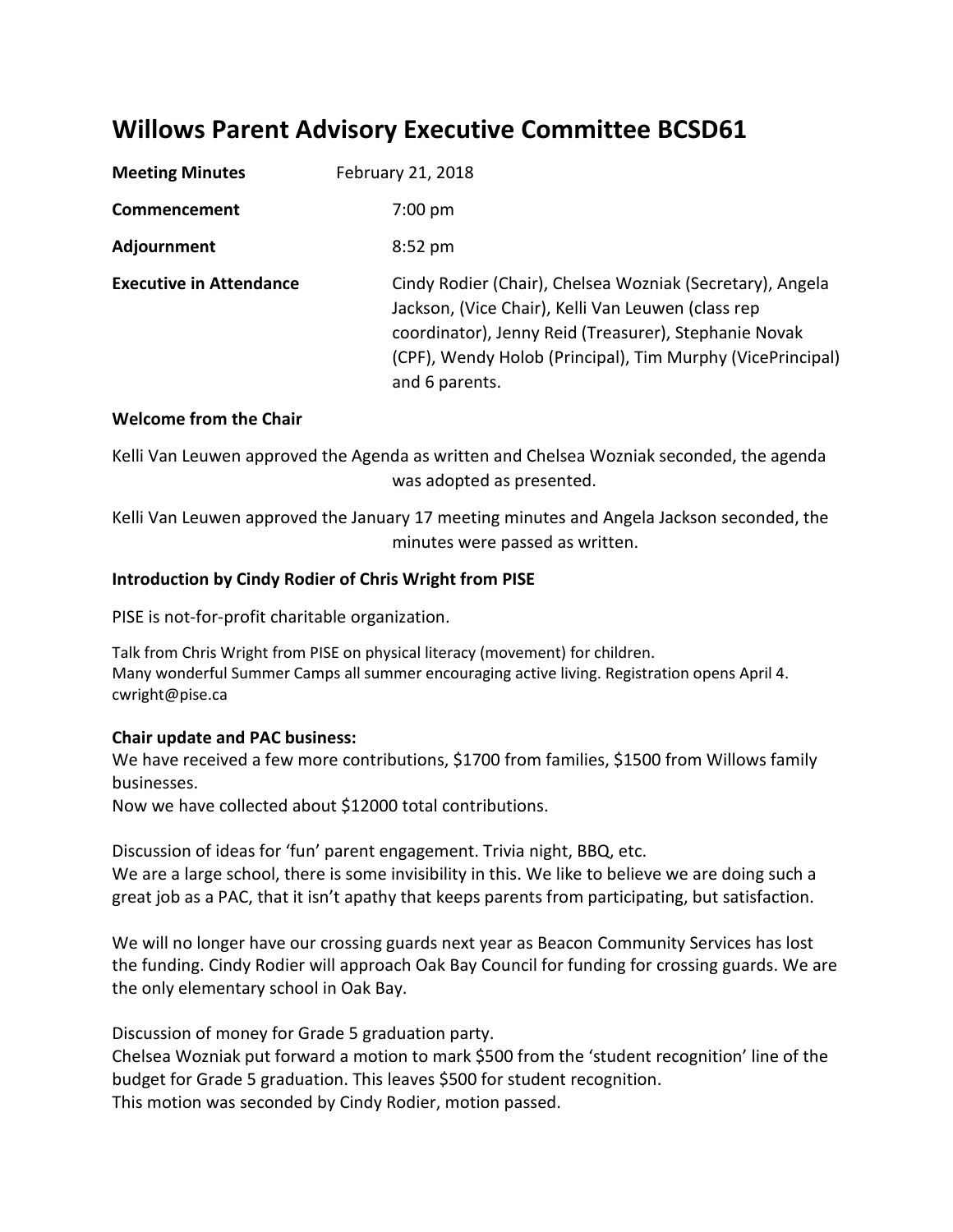# Willows Parent Advisory Executive Committee BCSD61

**Meeting Minutes** February 21, 2018

**Commencement** 7:00 pm

**Adjournment** 8:52 pm

**Executive in Attendance** Cindy Rodier (Chair), Chelsea Wozniak (Secretary), Angela Jackson, (Vice Chair), Kelli Van Leuwen (class rep coordinator), Jenny Reid (Treasurer), Stephanie Novak (CPF), Wendy Holob (Principal), Tim Murphy (VicePrincipal) and 6 parents.

**Welcome from the Chair**

Kelli Van Leuwen approved the Agenda as written and Chelsea Wozniak seconded, the agenda was adopted as presented.

Kelli Van Leuwen approved the January 17 meeting minutes and Angela Jackson seconded, the minutes were passed as written.

**Introduction by Cindy Rodier of Chris Wright from PISE**

PISE is not-for-profit charitable organization.

Talk from Chris Wright from PISE on physical literacy (movement) for children.
Many wonderful Summer Camps all summer encouraging active living. Registration opens April 4.
cwright@pise.ca

**Chair update and PAC business:**
We have received a few more contributions, $1700 from families, $1500 from Willows family businesses.
Now we have collected about $12000 total contributions.

Discussion of ideas for 'fun' parent engagement. Trivia night, BBQ, etc.
We are a large school, there is some invisibility in this. We like to believe we are doing such a great job as a PAC, that it isn't apathy that keeps parents from participating, but satisfaction.

We will no longer have our crossing guards next year as Beacon Community Services has lost the funding. Cindy Rodier will approach Oak Bay Council for funding for crossing guards. We are the only elementary school in Oak Bay.

Discussion of money for Grade 5 graduation party.
Chelsea Wozniak put forward a motion to mark $500 from the 'student recognition' line of the budget for Grade 5 graduation. This leaves $500 for student recognition.
This motion was seconded by Cindy Rodier, motion passed.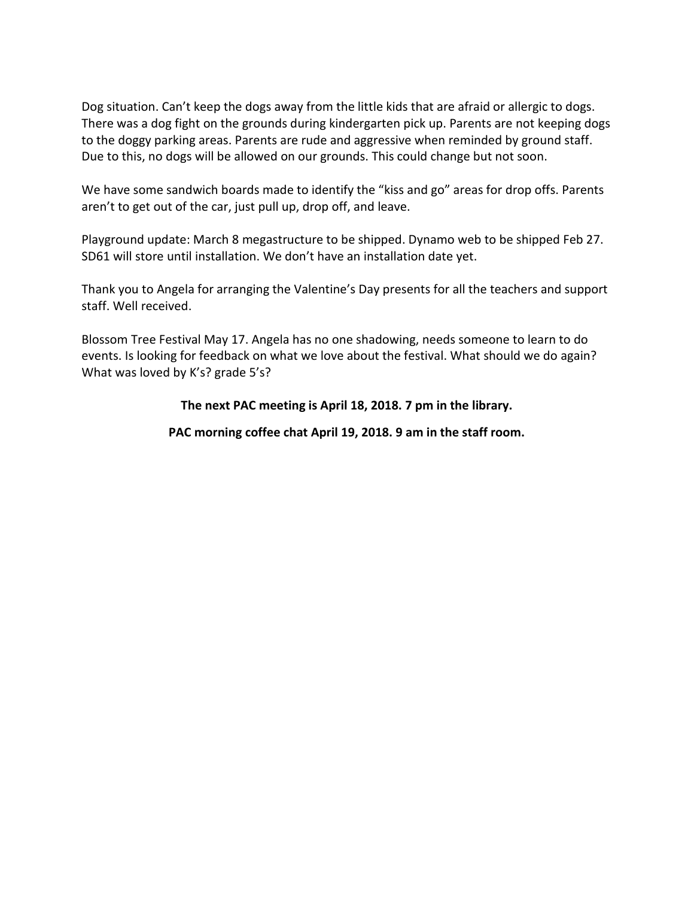Dog situation. Can't keep the dogs away from the little kids that are afraid or allergic to dogs. There was a dog fight on the grounds during kindergarten pick up. Parents are not keeping dogs to the doggy parking areas. Parents are rude and aggressive when reminded by ground staff. Due to this, no dogs will be allowed on our grounds. This could change but not soon.

We have some sandwich boards made to identify the "kiss and go" areas for drop offs. Parents aren't to get out of the car, just pull up, drop off, and leave.

Playground update: March 8 megastructure to be shipped. Dynamo web to be shipped Feb 27. SD61 will store until installation. We don't have an installation date yet.

Thank you to Angela for arranging the Valentine's Day presents for all the teachers and support staff. Well received.

Blossom Tree Festival May 17. Angela has no one shadowing, needs someone to learn to do events. Is looking for feedback on what we love about the festival. What should we do again? What was loved by K's? grade 5's?

**The next PAC meeting is April 18, 2018. 7 pm in the library.**

**PAC morning coffee chat April 19, 2018. 9 am in the staff room.**